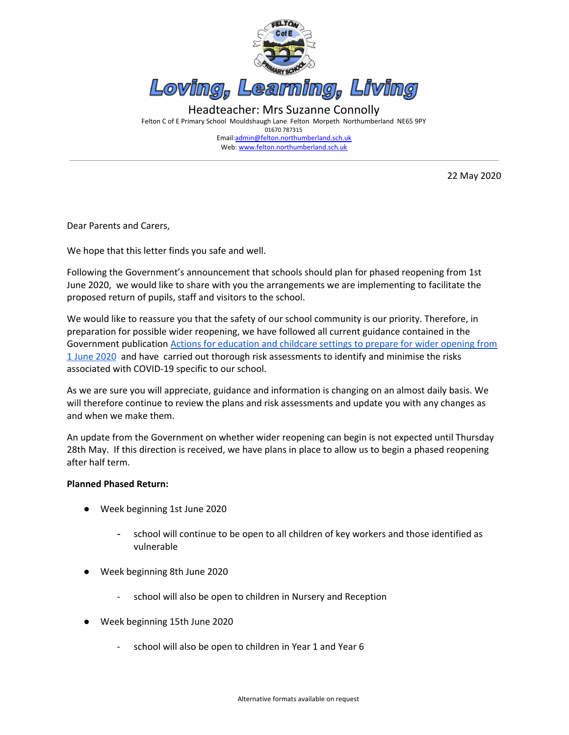# Loving, Learning, Living

Headteacher: Mrs Suzanne Connolly

Felton C of E Primary School Mouldshaugh Lane Felton Morpeth Northumberland NE65 9PY
01670 787315
Email:admin@felton.northumberland.sch.uk
Web: www.felton.northumberland.sch.uk

22 May 2020

Dear Parents and Carers,

We hope that this letter finds you safe and well.

Following the Government's announcement that schools should plan for phased reopening from 1st June 2020, we would like to share with you the arrangements we are implementing to facilitate the proposed return of pupils, staff and visitors to the school.

We would like to reassure you that the safety of our school community is our priority. Therefore, in preparation for possible wider reopening, we have followed all current guidance contained in the Government publication Actions for education and childcare settings to prepare for wider opening from 1 June 2020 and have carried out thorough risk assessments to identify and minimise the risks associated with COVID-19 specific to our school.

As we are sure you will appreciate, guidance and information is changing on an almost daily basis. We will therefore continue to review the plans and risk assessments and update you with any changes as and when we make them.

An update from the Government on whether wider reopening can begin is not expected until Thursday 28th May. If this direction is received, we have plans in place to allow us to begin a phased reopening after half term.

**Planned Phased Return:**

- Week beginning 1st June 2020
  - school will continue to be open to all children of key workers and those identified as vulnerable
- Week beginning 8th June 2020
  - school will also be open to children in Nursery and Reception
- Week beginning 15th June 2020
  - school will also be open to children in Year 1 and Year 6

Alternative formats available on request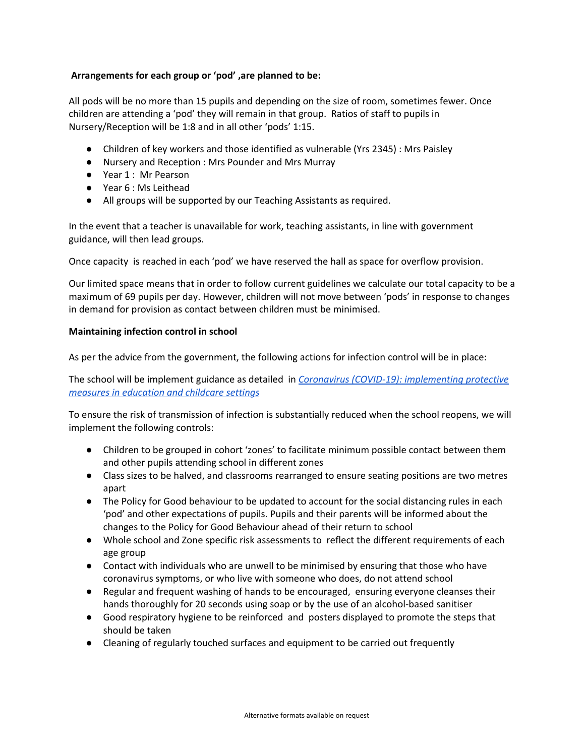**Arrangements for each group or 'pod' ,are planned to be:**

All pods will be no more than 15 pupils and depending on the size of room, sometimes fewer. Once children are attending a 'pod' they will remain in that group. Ratios of staff to pupils in Nursery/Reception will be 1:8 and in all other 'pods' 1:15.

- Children of key workers and those identified as vulnerable (Yrs 2345) : Mrs Paisley
- Nursery and Reception : Mrs Pounder and Mrs Murray
- Year 1 : Mr Pearson
- Year 6 : Ms Leithead
- All groups will be supported by our Teaching Assistants as required.

In the event that a teacher is unavailable for work, teaching assistants, in line with government guidance, will then lead groups.

Once capacity is reached in each 'pod' we have reserved the hall as space for overflow provision.

Our limited space means that in order to follow current guidelines we calculate our total capacity to be a maximum of 69 pupils per day. However, children will not move between 'pods' in response to changes in demand for provision as contact between children must be minimised.

**Maintaining infection control in school**

As per the advice from the government, the following actions for infection control will be in place:

The school will be implement guidance as detailed in *[Coronavirus (COVID-19): implementing protective measures in education and childcare settings]()*

To ensure the risk of transmission of infection is substantially reduced when the school reopens, we will implement the following controls:

- Children to be grouped in cohort 'zones' to facilitate minimum possible contact between them and other pupils attending school in different zones
- Class sizes to be halved, and classrooms rearranged to ensure seating positions are two metres apart
- The Policy for Good behaviour to be updated to account for the social distancing rules in each 'pod' and other expectations of pupils. Pupils and their parents will be informed about the changes to the Policy for Good Behaviour ahead of their return to school
- Whole school and Zone specific risk assessments to reflect the different requirements of each age group
- Contact with individuals who are unwell to be minimised by ensuring that those who have coronavirus symptoms, or who live with someone who does, do not attend school
- Regular and frequent washing of hands to be encouraged, ensuring everyone cleanses their hands thoroughly for 20 seconds using soap or by the use of an alcohol-based sanitiser
- Good respiratory hygiene to be reinforced and posters displayed to promote the steps that should be taken
- Cleaning of regularly touched surfaces and equipment to be carried out frequently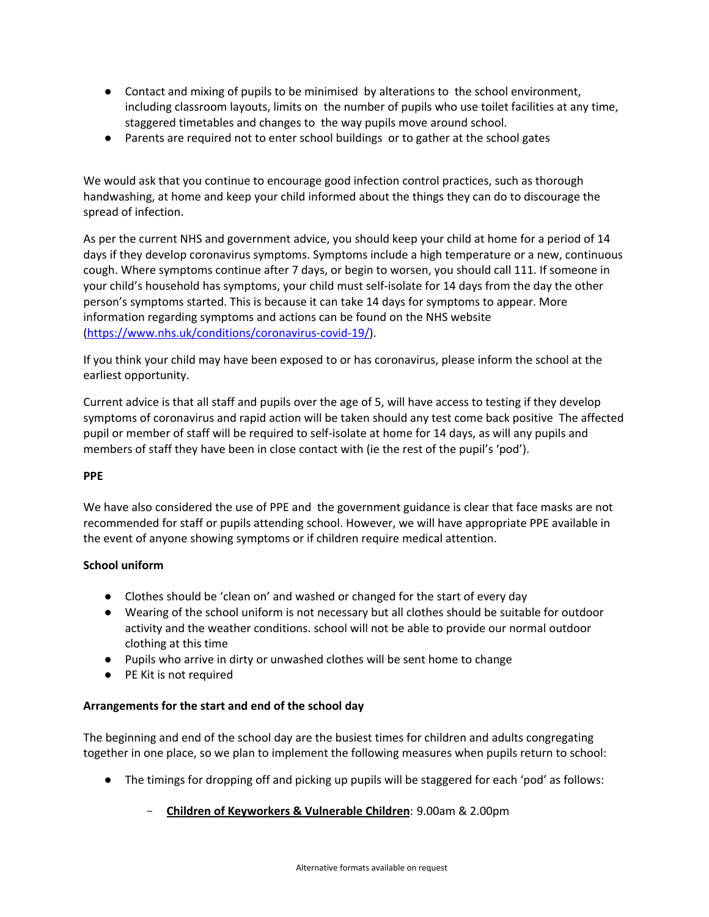- Contact and mixing of pupils to be minimised by alterations to the school environment, including classroom layouts, limits on the number of pupils who use toilet facilities at any time, staggered timetables and changes to the way pupils move around school.
- Parents are required not to enter school buildings or to gather at the school gates

We would ask that you continue to encourage good infection control practices, such as thorough handwashing, at home and keep your child informed about the things they can do to discourage the spread of infection.

As per the current NHS and government advice, you should keep your child at home for a period of 14 days if they develop coronavirus symptoms. Symptoms include a high temperature or a new, continuous cough. Where symptoms continue after 7 days, or begin to worsen, you should call 111. If someone in your child's household has symptoms, your child must self-isolate for 14 days from the day the other person's symptoms started. This is because it can take 14 days for symptoms to appear. More information regarding symptoms and actions can be found on the NHS website (https://www.nhs.uk/conditions/coronavirus-covid-19/).

If you think your child may have been exposed to or has coronavirus, please inform the school at the earliest opportunity.

Current advice is that all staff and pupils over the age of 5, will have access to testing if they develop symptoms of coronavirus and rapid action will be taken should any test come back positive The affected pupil or member of staff will be required to self-isolate at home for 14 days, as will any pupils and members of staff they have been in close contact with (ie the rest of the pupil's 'pod').

**PPE**

We have also considered the use of PPE and the government guidance is clear that face masks are not recommended for staff or pupils attending school. However, we will have appropriate PPE available in the event of anyone showing symptoms or if children require medical attention.

**School uniform**

- Clothes should be 'clean on' and washed or changed for the start of every day
- Wearing of the school uniform is not necessary but all clothes should be suitable for outdoor activity and the weather conditions. school will not be able to provide our normal outdoor clothing at this time
- Pupils who arrive in dirty or unwashed clothes will be sent home to change
- PE Kit is not required

**Arrangements for the start and end of the school day**

The beginning and end of the school day are the busiest times for children and adults congregating together in one place, so we plan to implement the following measures when pupils return to school:

- The timings for dropping off and picking up pupils will be staggered for each 'pod' as follows:
    - **Children of Keyworkers & Vulnerable Children**: 9.00am & 2.00pm

Alternative formats available on request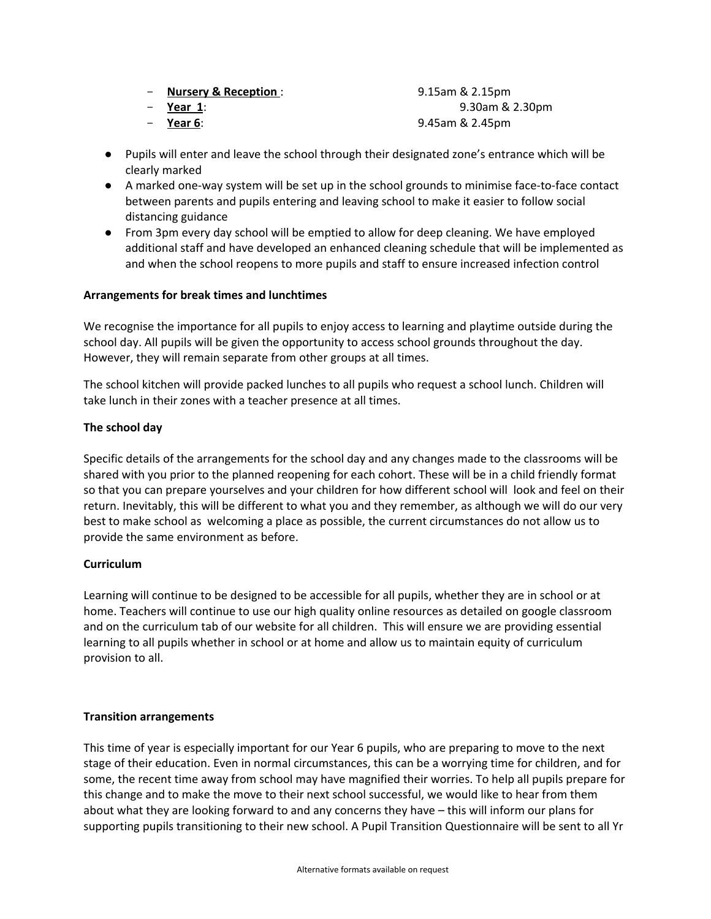- **Nursery & Reception** : 9.15am & 2.15pm
- **Year 1**: 9.30am & 2.30pm
- **Year 6**: 9.45am & 2.45pm

- Pupils will enter and leave the school through their designated zone's entrance which will be clearly marked
- A marked one-way system will be set up in the school grounds to minimise face-to-face contact between parents and pupils entering and leaving school to make it easier to follow social distancing guidance
- From 3pm every day school will be emptied to allow for deep cleaning. We have employed additional staff and have developed an enhanced cleaning schedule that will be implemented as and when the school reopens to more pupils and staff to ensure increased infection control

**Arrangements for break times and lunchtimes**

We recognise the importance for all pupils to enjoy access to learning and playtime outside during the school day. All pupils will be given the opportunity to access school grounds throughout the day. However, they will remain separate from other groups at all times.

The school kitchen will provide packed lunches to all pupils who request a school lunch. Children will take lunch in their zones with a teacher presence at all times.

**The school day**

Specific details of the arrangements for the school day and any changes made to the classrooms will be shared with you prior to the planned reopening for each cohort. These will be in a child friendly format so that you can prepare yourselves and your children for how different school will look and feel on their return. Inevitably, this will be different to what you and they remember, as although we will do our very best to make school as welcoming a place as possible, the current circumstances do not allow us to provide the same environment as before.

**Curriculum**

Learning will continue to be designed to be accessible for all pupils, whether they are in school or at home. Teachers will continue to use our high quality online resources as detailed on google classroom and on the curriculum tab of our website for all children. This will ensure we are providing essential learning to all pupils whether in school or at home and allow us to maintain equity of curriculum provision to all.

**Transition arrangements**

This time of year is especially important for our Year 6 pupils, who are preparing to move to the next stage of their education. Even in normal circumstances, this can be a worrying time for children, and for some, the recent time away from school may have magnified their worries. To help all pupils prepare for this change and to make the move to their next school successful, we would like to hear from them about what they are looking forward to and any concerns they have – this will inform our plans for supporting pupils transitioning to their new school. A Pupil Transition Questionnaire will be sent to all Yr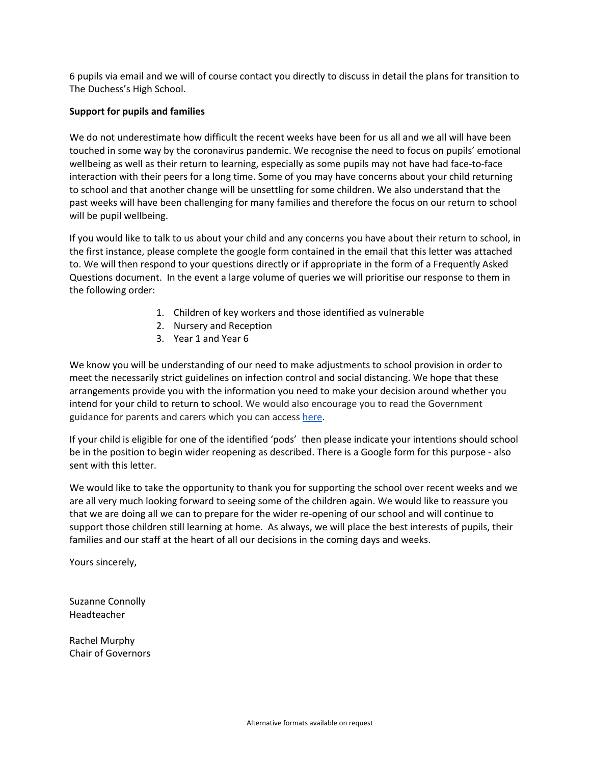6 pupils via email and we will of course contact you directly to discuss in detail the plans for transition to The Duchess's High School.

**Support for pupils and families**

We do not underestimate how difficult the recent weeks have been for us all and we all will have been touched in some way by the coronavirus pandemic. We recognise the need to focus on pupils' emotional wellbeing as well as their return to learning, especially as some pupils may not have had face-to-face interaction with their peers for a long time. Some of you may have concerns about your child returning to school and that another change will be unsettling for some children. We also understand that the past weeks will have been challenging for many families and therefore the focus on our return to school will be pupil wellbeing.

If you would like to talk to us about your child and any concerns you have about their return to school, in the first instance, please complete the google form contained in the email that this letter was attached to. We will then respond to your questions directly or if appropriate in the form of a Frequently Asked Questions document. In the event a large volume of queries we will prioritise our response to them in the following order:

1. Children of key workers and those identified as vulnerable
2. Nursery and Reception
3. Year 1 and Year 6

We know you will be understanding of our need to make adjustments to school provision in order to meet the necessarily strict guidelines on infection control and social distancing. We hope that these arrangements provide you with the information you need to make your decision around whether you intend for your child to return to school. We would also encourage you to read the Government guidance for parents and carers which you can access here.

If your child is eligible for one of the identified 'pods' then please indicate your intentions should school be in the position to begin wider reopening as described. There is a Google form for this purpose - also sent with this letter.

We would like to take the opportunity to thank you for supporting the school over recent weeks and we are all very much looking forward to seeing some of the children again. We would like to reassure you that we are doing all we can to prepare for the wider re-opening of our school and will continue to support those children still learning at home. As always, we will place the best interests of pupils, their families and our staff at the heart of all our decisions in the coming days and weeks.

Yours sincerely,

Suzanne Connolly
Headteacher

Rachel Murphy
Chair of Governors

Alternative formats available on request